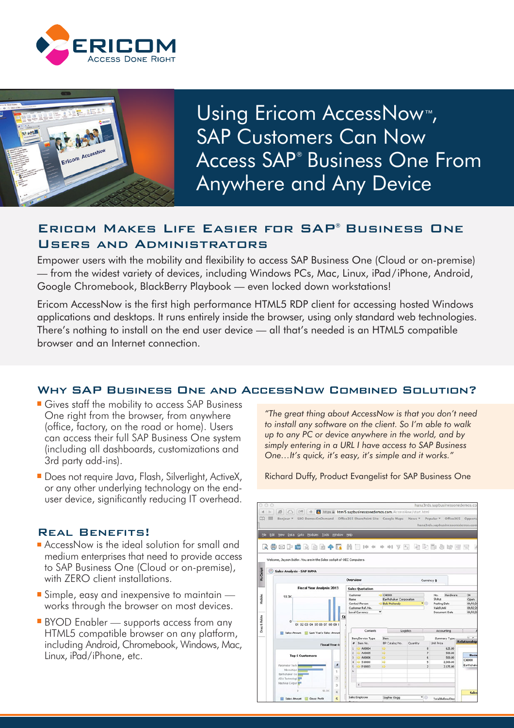# Using Ericom AccessNow™, SAP Customers Can Now Access SAP® Business One From Anywhere and Any Device

## Ericom Makes Life Easier for SAP® Business One Users and Administrators

Empower users with the mobility and flexibility to access SAP Business One (Cloud or on-premise) — from the widest variety of devices, including Windows PCs, Mac, Linux, iPad/iPhone, Android, Google Chromebook, BlackBerry Playbook — even locked down workstations!

Ericom AccessNow is the first high performance HTML5 RDP client for accessing hosted Windows applications and desktops. It runs entirely inside the browser, using only standard web technologies. There's nothing to install on the end user device — all that's needed is an HTML5 compatible browser and an Internet connection.

## Why SAP Business One and AccessNow Combined Solution?

- Gives staff the mobility to access SAP Business One right from the browser, from anywhere (office, factory, on the road or home). Users can access their full SAP Business One system (including all dashboards, customizations and 3rd party add-ins).
- Does not require Java, Flash, Silverlight, ActiveX, or any other underlying technology on the end-user device, significantly reducing IT overhead.

*"The great thing about AccessNow is that you don't need to install any software on the client. So I'm able to walk up to any PC or device anywhere in the world, and by simply entering in a URL I have access to SAP Business One…It's quick, it's easy, it's simple and it works."*

Richard Duffy, Product Evangelist for SAP Business One

## Real Benefits!

- AccessNow is the ideal solution for small and medium enterprises that need to provide access to SAP Business One (Cloud or on-premise), with ZERO client installations.
- Simple, easy and inexpensive to maintain — works through the browser on most devices.
- BYOD Enabler — supports access from any HTML5 compatible browser on any platform, including Android, Chromebook, Windows, Mac, Linux, iPad/iPhone, etc.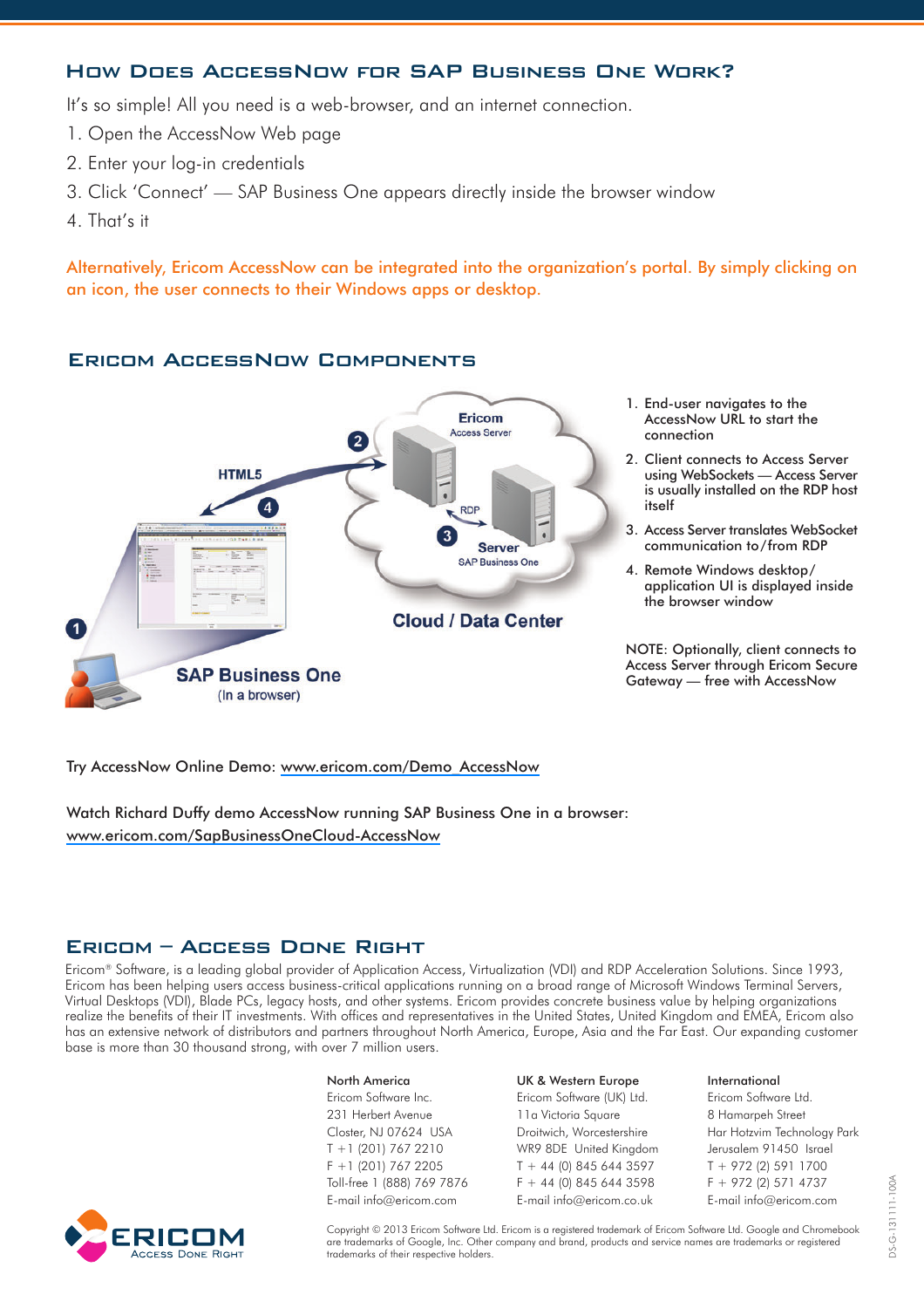## How Does AccessNow for SAP Business One Work?

It's so simple! All you need is a web-browser, and an internet connection.

1. Open the AccessNow Web page
2. Enter your log-in credentials
3. Click 'Connect' — SAP Business One appears directly inside the browser window
4. That's it

Alternatively, Ericom AccessNow can be integrated into the organization's portal. By simply clicking on an icon, the user connects to their Windows apps or desktop.

## Ericom AccessNow Components

Ericom
Access Server
HTML5
RDP
Server
SAP Business One
Cloud / Data Center
SAP Business One
(In a browser)
1
2
3
4

1. End-user navigates to the AccessNow URL to start the connection
2. Client connects to Access Server using WebSockets — Access Server is usually installed on the RDP host itself
3. Access Server translates WebSocket communication to/from RDP
4. Remote Windows desktop/application UI is displayed inside the browser window

NOTE: Optionally, client connects to Access Server through Ericom Secure Gateway — free with AccessNow

Try AccessNow Online Demo: www.ericom.com/Demo_AccessNow

Watch Richard Duffy demo AccessNow running SAP Business One in a browser: www.ericom.com/SapBusinessOneCloud-AccessNow

## Ericom – Access Done Right

Ericom® Software, is a leading global provider of Application Access, Virtualization (VDI) and RDP Acceleration Solutions. Since 1993, Ericom has been helping users access business-critical applications running on a broad range of Microsoft Windows Terminal Servers, Virtual Desktops (VDI), Blade PCs, legacy hosts, and other systems. Ericom provides concrete business value by helping organizations realize the benefits of their IT investments. With offices and representatives in the United States, United Kingdom and EMEA, Ericom also has an extensive network of distributors and partners throughout North America, Europe, Asia and the Far East. Our expanding customer base is more than 30 thousand strong, with over 7 million users.

**North America**
Ericom Software Inc.
231 Herbert Avenue
Closter, NJ 07624 USA
T +1 (201) 767 2210
F +1 (201) 767 2205
Toll-free 1 (888) 769 7876
E-mail info@ericom.com

**UK & Western Europe**
Ericom Software (UK) Ltd.
11a Victoria Square
Droitwich, Worcestershire
WR9 8DE United Kingdom
T + 44 (0) 845 644 3597
F + 44 (0) 845 644 3598
E-mail info@ericom.co.uk

**International**
Ericom Software Ltd.
8 Hamarpeh Street
Har Hotzvim Technology Park
Jerusalem 91450 Israel
T + 972 (2) 591 1700
F + 972 (2) 571 4737
E-mail info@ericom.com

ERICOM
Access Done Right

Copyright © 2013 Ericom Software Ltd. Ericom is a registered trademark of Ericom Software Ltd. Google and Chromebook are trademarks of Google, Inc. Other company and brand, products and service names are trademarks or registered trademarks of their respective holders.

DS-G-131111-100A